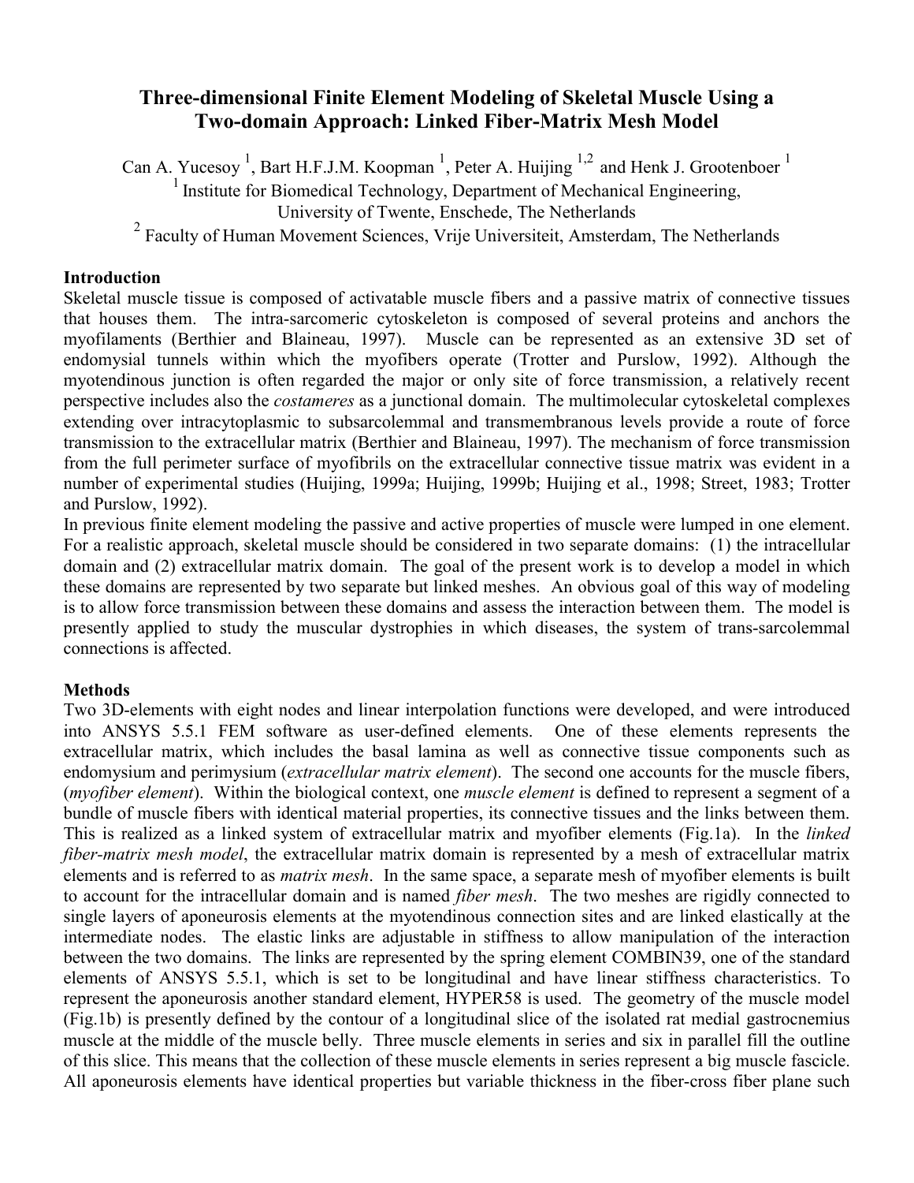# Three-dimensional Finite Element Modeling of Skeletal Muscle Using a Two-domain Approach: Linked Fiber-Matrix Mesh Model

Can A. Yucesoy [1], Bart H.F.J.M. Koopman [1], Peter A. Huijing [1,2] and Henk J. Grootenboer [1]

[1] Institute for Biomedical Technology, Department of Mechanical Engineering, University of Twente, Enschede, The Netherlands

[2] Faculty of Human Movement Sciences, Vrije Universiteit, Amsterdam, The Netherlands

## Introduction

Skeletal muscle tissue is composed of activatable muscle fibers and a passive matrix of connective tissues that houses them. The intra-sarcomeric cytoskeleton is composed of several proteins and anchors the myofilaments (Berthier and Blaineau, 1997). Muscle can be represented as an extensive 3D set of endomysial tunnels within which the myofibers operate (Trotter and Purslow, 1992). Although the myotendinous junction is often regarded the major or only site of force transmission, a relatively recent perspective includes also the *costameres* as a junctional domain. The multimolecular cytoskeletal complexes extending over intracytoplasmic to subsarcolemmal and transmembranous levels provide a route of force transmission to the extracellular matrix (Berthier and Blaineau, 1997). The mechanism of force transmission from the full perimeter surface of myofibrils on the extracellular connective tissue matrix was evident in a number of experimental studies (Huijing, 1999a; Huijing, 1999b; Huijing et al., 1998; Street, 1983; Trotter and Purslow, 1992).

In previous finite element modeling the passive and active properties of muscle were lumped in one element. For a realistic approach, skeletal muscle should be considered in two separate domains: (1) the intracellular domain and (2) extracellular matrix domain. The goal of the present work is to develop a model in which these domains are represented by two separate but linked meshes. An obvious goal of this way of modeling is to allow force transmission between these domains and assess the interaction between them. The model is presently applied to study the muscular dystrophies in which diseases, the system of trans-sarcolemmal connections is affected.

## Methods

Two 3D-elements with eight nodes and linear interpolation functions were developed, and were introduced into ANSYS 5.5.1 FEM software as user-defined elements. One of these elements represents the extracellular matrix, which includes the basal lamina as well as connective tissue components such as endomysium and perimysium (*extracellular matrix element*). The second one accounts for the muscle fibers, (*myofiber element*). Within the biological context, one *muscle element* is defined to represent a segment of a bundle of muscle fibers with identical material properties, its connective tissues and the links between them. This is realized as a linked system of extracellular matrix and myofiber elements (Fig.1a). In the *linked fiber-matrix mesh model*, the extracellular matrix domain is represented by a mesh of extracellular matrix elements and is referred to as *matrix mesh*. In the same space, a separate mesh of myofiber elements is built to account for the intracellular domain and is named *fiber mesh*. The two meshes are rigidly connected to single layers of aponeurosis elements at the myotendinous connection sites and are linked elastically at the intermediate nodes. The elastic links are adjustable in stiffness to allow manipulation of the interaction between the two domains. The links are represented by the spring element COMBIN39, one of the standard elements of ANSYS 5.5.1, which is set to be longitudinal and have linear stiffness characteristics. To represent the aponeurosis another standard element, HYPER58 is used. The geometry of the muscle model (Fig.1b) is presently defined by the contour of a longitudinal slice of the isolated rat medial gastrocnemius muscle at the middle of the muscle belly. Three muscle elements in series and six in parallel fill the outline of this slice. This means that the collection of these muscle elements in series represent a big muscle fascicle. All aponeurosis elements have identical properties but variable thickness in the fiber-cross fiber plane such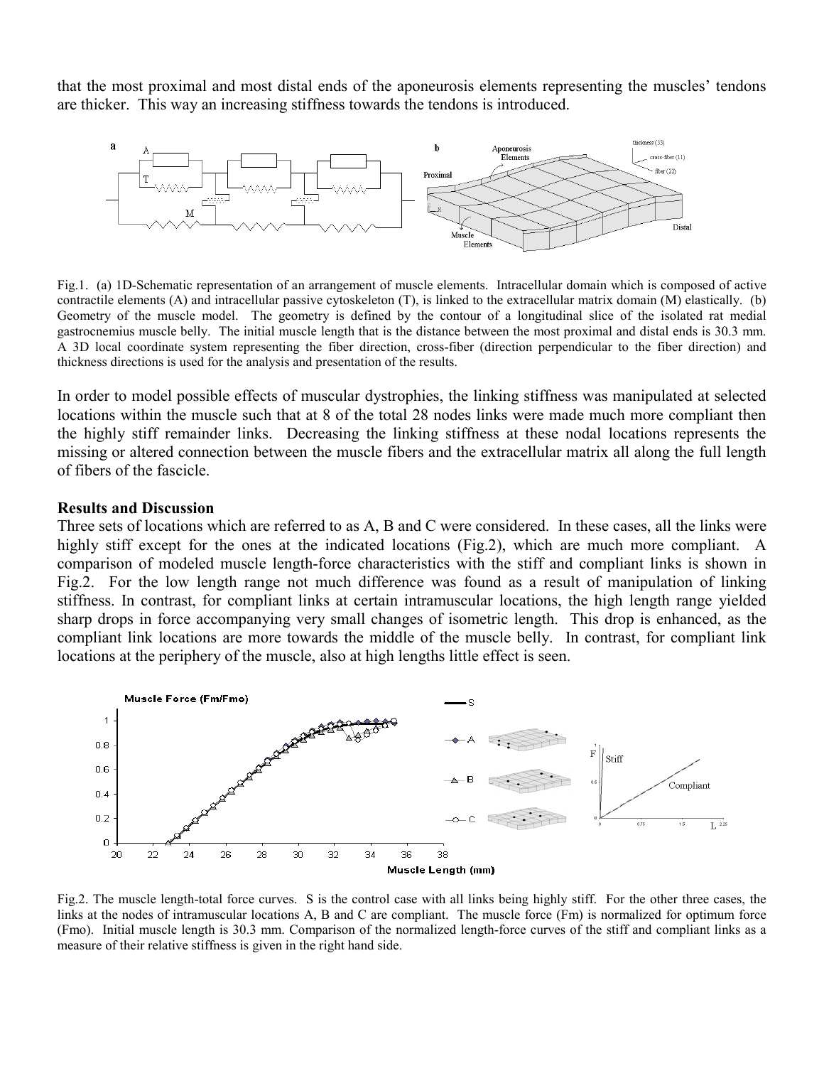that the most proximal and most distal ends of the aponeurosis elements representing the muscles' tendons are thicker. This way an increasing stiffness towards the tendons is introduced.

Fig.1. (a) 1D-Schematic representation of an arrangement of muscle elements. Intracellular domain which is composed of active contractile elements (A) and intracellular passive cytoskeleton (T), is linked to the extracellular matrix domain (M) elastically. (b) Geometry of the muscle model. The geometry is defined by the contour of a longitudinal slice of the isolated rat medial gastrocnemius muscle belly. The initial muscle length that is the distance between the most proximal and distal ends is 30.3 mm. A 3D local coordinate system representing the fiber direction, cross-fiber (direction perpendicular to the fiber direction) and thickness directions is used for the analysis and presentation of the results.

In order to model possible effects of muscular dystrophies, the linking stiffness was manipulated at selected locations within the muscle such that at 8 of the total 28 nodes links were made much more compliant then the highly stiff remainder links. Decreasing the linking stiffness at these nodal locations represents the missing or altered connection between the muscle fibers and the extracellular matrix all along the full length of fibers of the fascicle.

## Results and Discussion

Three sets of locations which are referred to as A, B and C were considered. In these cases, all the links were highly stiff except for the ones at the indicated locations (Fig.2), which are much more compliant. A comparison of modeled muscle length-force characteristics with the stiff and compliant links is shown in Fig.2. For the low length range not much difference was found as a result of manipulation of linking stiffness. In contrast, for compliant links at certain intramuscular locations, the high length range yielded sharp drops in force accompanying very small changes of isometric length. This drop is enhanced, as the compliant link locations are more towards the middle of the muscle belly. In contrast, for compliant link locations at the periphery of the muscle, also at high lengths little effect is seen.

Fig.2. The muscle length-total force curves. S is the control case with all links being highly stiff. For the other three cases, the links at the nodes of intramuscular locations A, B and C are compliant. The muscle force (Fm) is normalized for optimum force (Fmo). Initial muscle length is 30.3 mm. Comparison of the normalized length-force curves of the stiff and compliant links as a measure of their relative stiffness is given in the right hand side.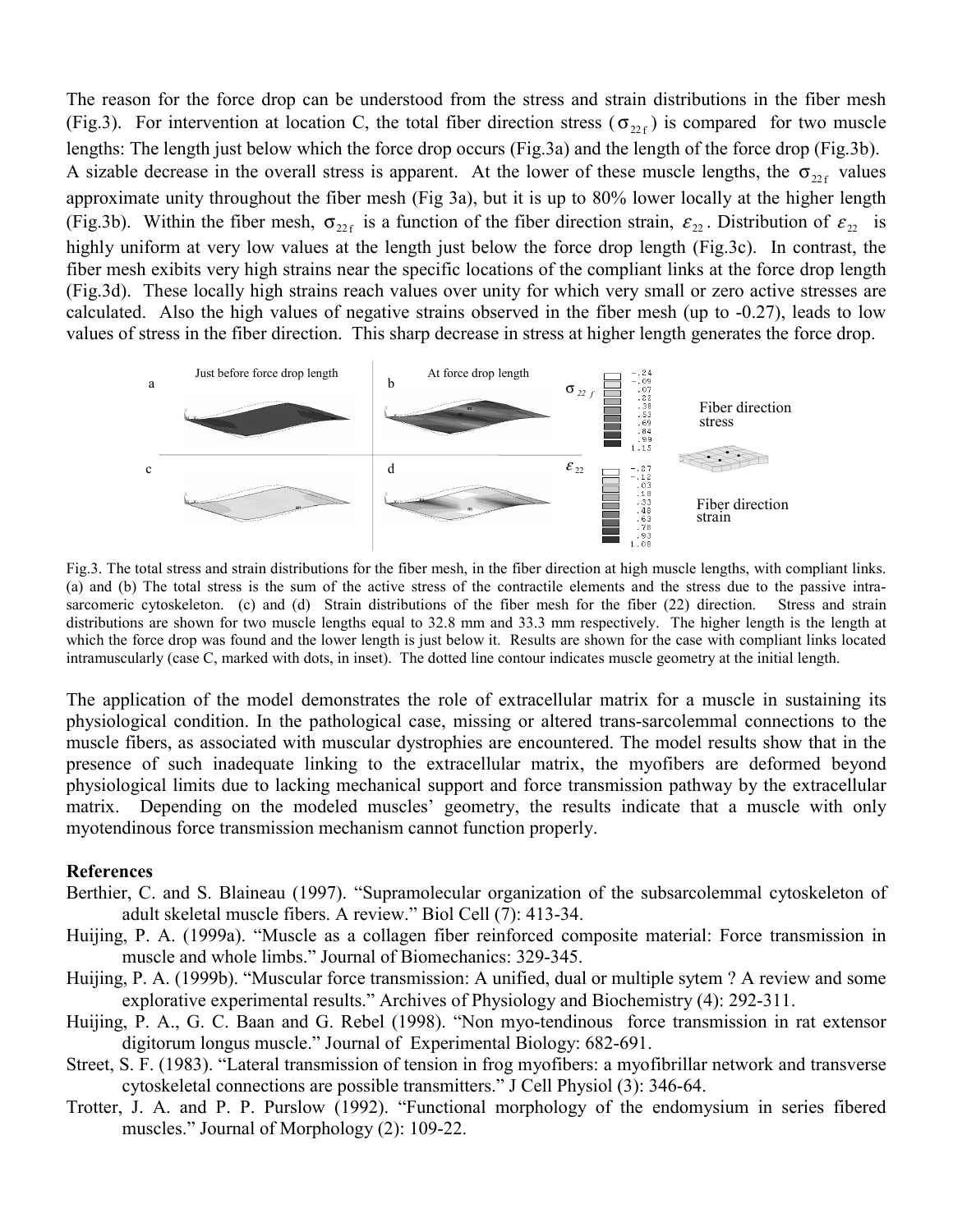The reason for the force drop can be understood from the stress and strain distributions in the fiber mesh (Fig.3). For intervention at location C, the total fiber direction stress ($\sigma_{22f}$) is compared for two muscle lengths: The length just below which the force drop occurs (Fig.3a) and the length of the force drop (Fig.3b). A sizable decrease in the overall stress is apparent. At the lower of these muscle lengths, the $\sigma_{22f}$ values approximate unity throughout the fiber mesh (Fig 3a), but it is up to 80% lower locally at the higher length (Fig.3b). Within the fiber mesh, $\sigma_{22f}$ is a function of the fiber direction strain, $\varepsilon_{22}$. Distribution of $\varepsilon_{22}$ is highly uniform at very low values at the length just below the force drop length (Fig.3c). In contrast, the fiber mesh exibits very high strains near the specific locations of the compliant links at the force drop length (Fig.3d). These locally high strains reach values over unity for which very small or zero active stresses are calculated. Also the high values of negative strains observed in the fiber mesh (up to -0.27), leads to low values of stress in the fiber direction. This sharp decrease in stress at higher length generates the force drop.

a
Just before force drop length

b
At force drop length

$\sigma_{22f}$
-.24
-.09
.07
.22
.38
.53
.69
.84
.99
1.15

Fiber direction stress

c

d

$\varepsilon_{22}$
-.27
-.12
.03
.18
.33
.48
.63
.78
.93
1.08

Fiber direction strain

Fig.3. The total stress and strain distributions for the fiber mesh, in the fiber direction at high muscle lengths, with compliant links. (a) and (b) The total stress is the sum of the active stress of the contractile elements and the stress due to the passive intra-sarcomeric cytoskeleton. (c) and (d) Strain distributions of the fiber mesh for the fiber (22) direction. Stress and strain distributions are shown for two muscle lengths equal to 32.8 mm and 33.3 mm respectively. The higher length is the length at which the force drop was found and the lower length is just below it. Results are shown for the case with compliant links located intramuscularly (case C, marked with dots, in inset). The dotted line contour indicates muscle geometry at the initial length.

The application of the model demonstrates the role of extracellular matrix for a muscle in sustaining its physiological condition. In the pathological case, missing or altered trans-sarcolemmal connections to the muscle fibers, as associated with muscular dystrophies are encountered. The model results show that in the presence of such inadequate linking to the extracellular matrix, the myofibers are deformed beyond physiological limits due to lacking mechanical support and force transmission pathway by the extracellular matrix. Depending on the modeled muscles' geometry, the results indicate that a muscle with only myotendinous force transmission mechanism cannot function properly.

### References

Berthier, C. and S. Blaineau (1997). "Supramolecular organization of the subsarcolemmal cytoskeleton of adult skeletal muscle fibers. A review." Biol Cell (7): 413-34.

Huijing, P. A. (1999a). "Muscle as a collagen fiber reinforced composite material: Force transmission in muscle and whole limbs." Journal of Biomechanics: 329-345.

Huijing, P. A. (1999b). "Muscular force transmission: A unified, dual or multiple sytem ? A review and some explorative experimental results." Archives of Physiology and Biochemistry (4): 292-311.

Huijing, P. A., G. C. Baan and G. Rebel (1998). "Non myo-tendinous force transmission in rat extensor digitorum longus muscle." Journal of Experimental Biology: 682-691.

Street, S. F. (1983). "Lateral transmission of tension in frog myofibers: a myofibrillar network and transverse cytoskeletal connections are possible transmitters." J Cell Physiol (3): 346-64.

Trotter, J. A. and P. P. Purslow (1992). "Functional morphology of the endomysium in series fibered muscles." Journal of Morphology (2): 109-22.